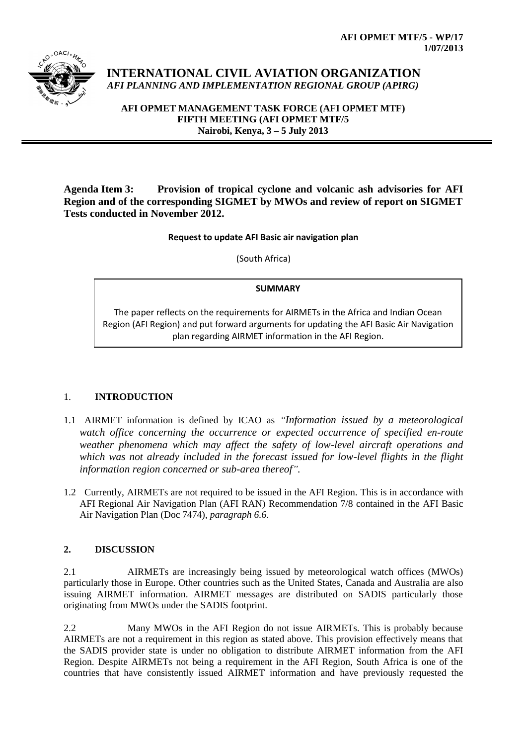AFI OPMET MTF/5 - WP/17
1/07/2013

# INTERNATIONAL CIVIL AVIATION ORGANIZATION

*AFI PLANNING AND IMPLEMENTATION REGIONAL GROUP (APIRG)*

**AFI OPMET MANAGEMENT TASK FORCE (AFI OPMET MTF)**
**FIFTH MEETING (AFI OPMET MTF/5**
**Nairobi, Kenya, 3 – 5 July 2013**

**Agenda Item 3: Provision of tropical cyclone and volcanic ash advisories for AFI Region and of the corresponding SIGMET by MWOs and review of report on SIGMET Tests conducted in November 2012.**

**Request to update AFI Basic air navigation plan**

(South Africa)

**SUMMARY**

The paper reflects on the requirements for AIRMETs in the Africa and Indian Ocean Region (AFI Region) and put forward arguments for updating the AFI Basic Air Navigation plan regarding AIRMET information in the AFI Region.

## 1. INTRODUCTION

1.1 AIRMET information is defined by ICAO as *"Information issued by a meteorological watch office concerning the occurrence or expected occurrence of specified en-route weather phenomena which may affect the safety of low-level aircraft operations and which was not already included in the forecast issued for low-level flights in the flight information region concerned or sub-area thereof".*

1.2 Currently, AIRMETs are not required to be issued in the AFI Region. This is in accordance with AFI Regional Air Navigation Plan (AFI RAN) Recommendation 7/8 contained in the AFI Basic Air Navigation Plan (Doc 7474), *paragraph 6.6*.

## 2. DISCUSSION

2.1 AIRMETs are increasingly being issued by meteorological watch offices (MWOs) particularly those in Europe. Other countries such as the United States, Canada and Australia are also issuing AIRMET information. AIRMET messages are distributed on SADIS particularly those originating from MWOs under the SADIS footprint.

2.2 Many MWOs in the AFI Region do not issue AIRMETs. This is probably because AIRMETs are not a requirement in this region as stated above. This provision effectively means that the SADIS provider state is under no obligation to distribute AIRMET information from the AFI Region. Despite AIRMETs not being a requirement in the AFI Region, South Africa is one of the countries that have consistently issued AIRMET information and have previously requested the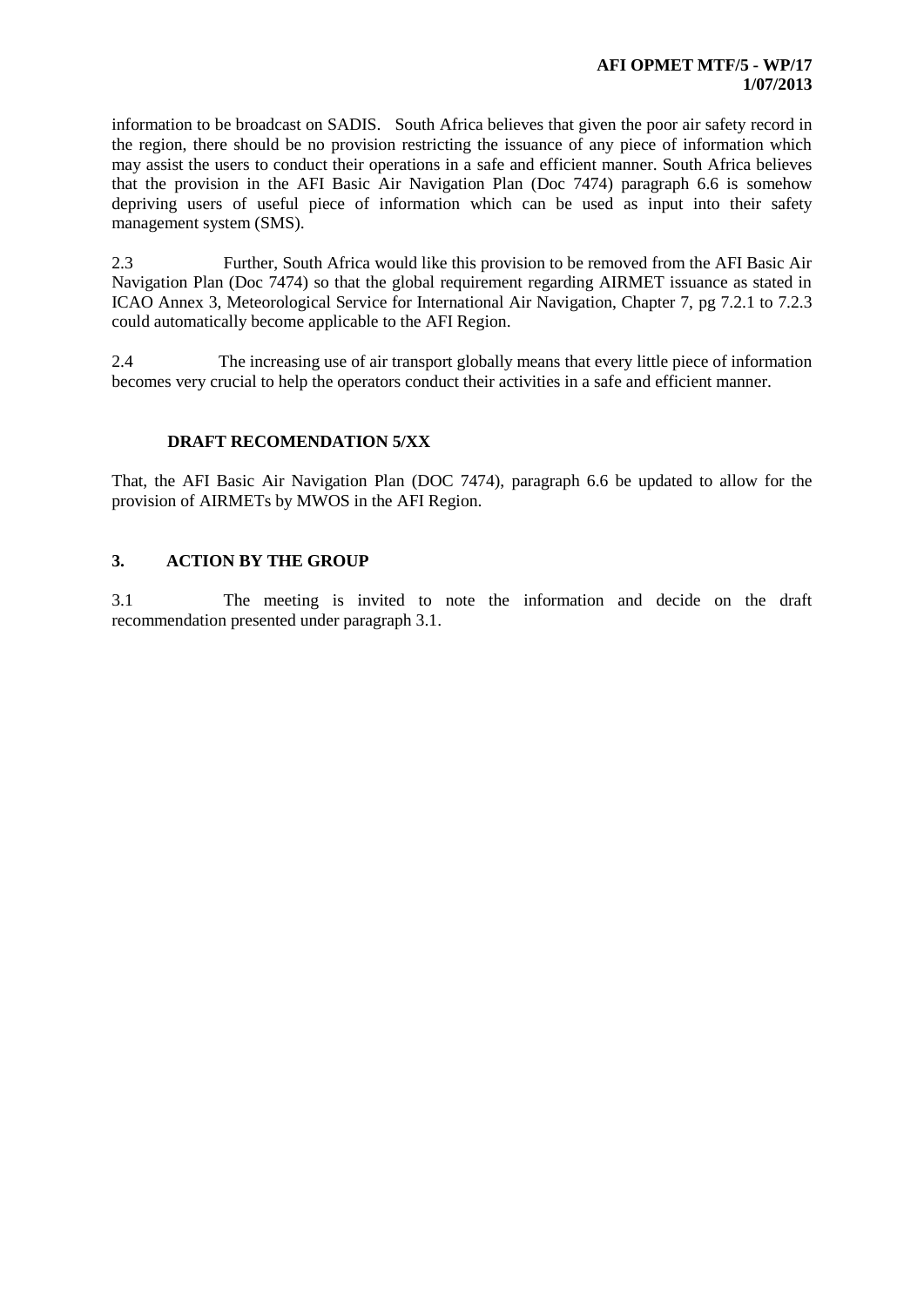information to be broadcast on SADIS. South Africa believes that given the poor air safety record in the region, there should be no provision restricting the issuance of any piece of information which may assist the users to conduct their operations in a safe and efficient manner. South Africa believes that the provision in the AFI Basic Air Navigation Plan (Doc 7474) paragraph 6.6 is somehow depriving users of useful piece of information which can be used as input into their safety management system (SMS).

2.3 Further, South Africa would like this provision to be removed from the AFI Basic Air Navigation Plan (Doc 7474) so that the global requirement regarding AIRMET issuance as stated in ICAO Annex 3, Meteorological Service for International Air Navigation, Chapter 7, pg 7.2.1 to 7.2.3 could automatically become applicable to the AFI Region.

2.4 The increasing use of air transport globally means that every little piece of information becomes very crucial to help the operators conduct their activities in a safe and efficient manner.

**DRAFT RECOMENDATION 5/XX**

That, the AFI Basic Air Navigation Plan (DOC 7474), paragraph 6.6 be updated to allow for the provision of AIRMETs by MWOS in the AFI Region.

## 3. ACTION BY THE GROUP

3.1 The meeting is invited to note the information and decide on the draft recommendation presented under paragraph 3.1.